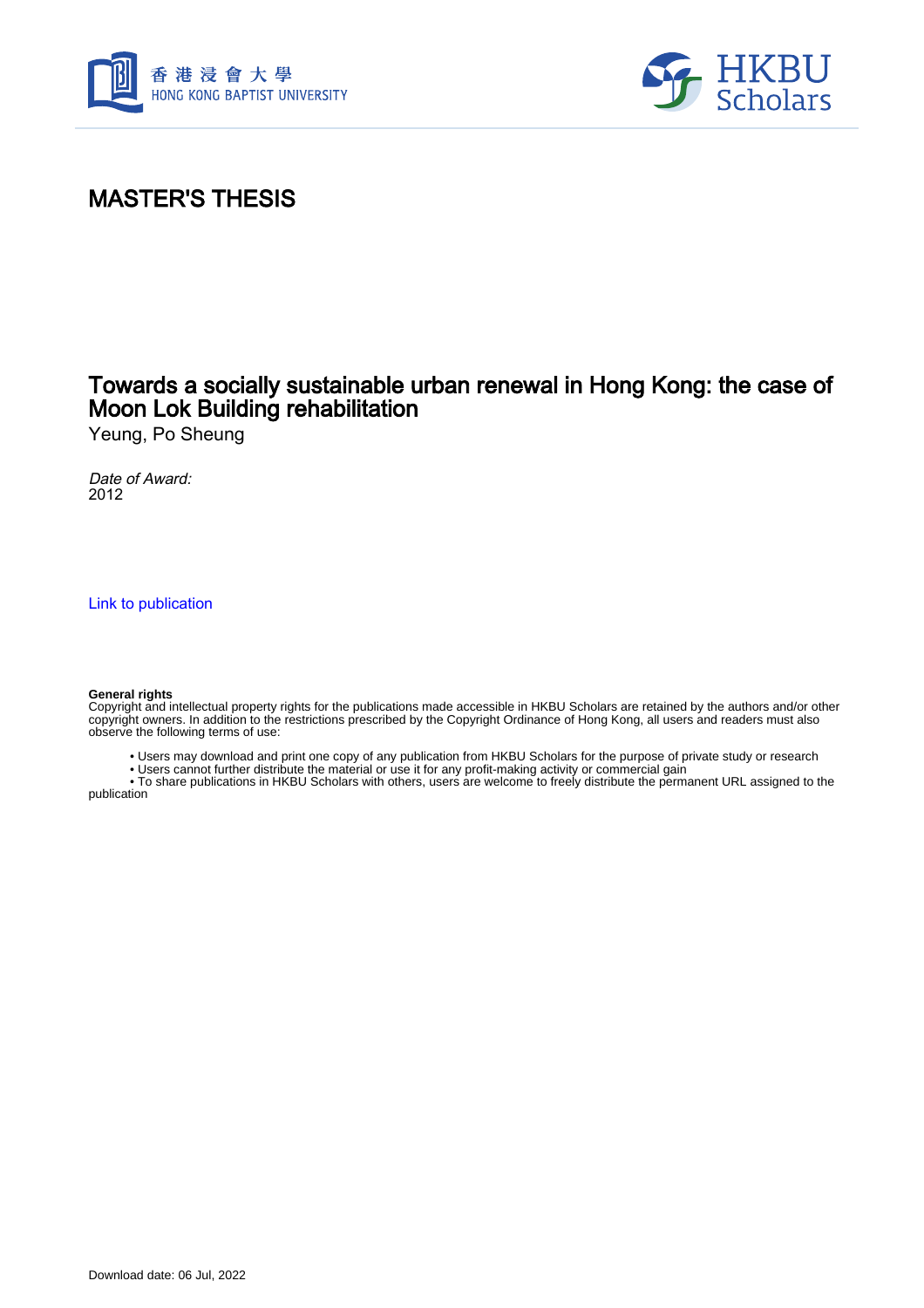# MASTER'S THESIS

## Towards a socially sustainable urban renewal in Hong Kong: the case of Moon Lok Building rehabilitation

Yeung, Po Sheung

*Date of Award:*
2012

Link to publication

**General rights**
Copyright and intellectual property rights for the publications made accessible in HKBU Scholars are retained by the authors and/or other copyright owners. In addition to the restrictions prescribed by the Copyright Ordinance of Hong Kong, all users and readers must also observe the following terms of use:

- Users may download and print one copy of any publication from HKBU Scholars for the purpose of private study or research
- Users cannot further distribute the material or use it for any profit-making activity or commercial gain
- To share publications in HKBU Scholars with others, users are welcome to freely distribute the permanent URL assigned to the publication

Download date: 06 Jul, 2022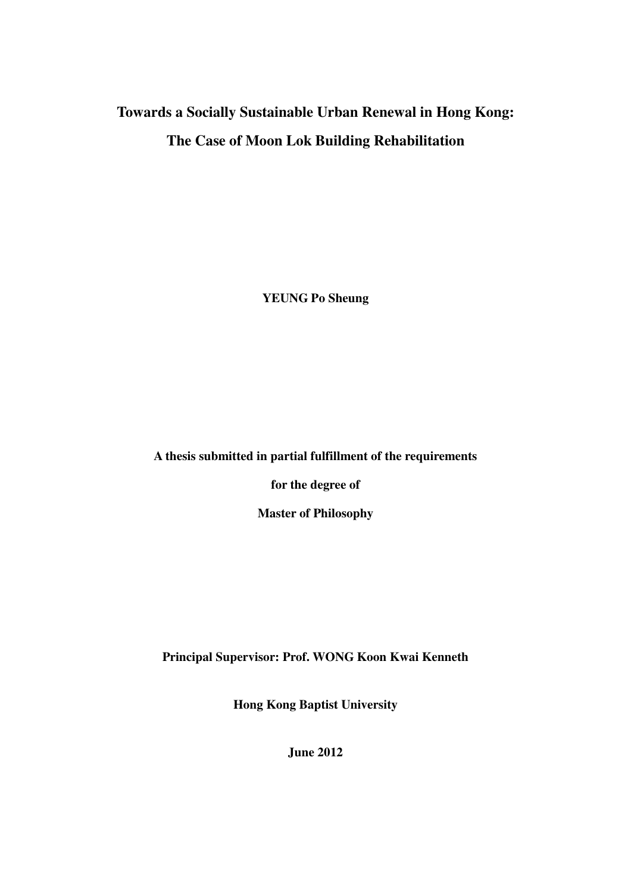# Towards a Socially Sustainable Urban Renewal in Hong Kong: The Case of Moon Lok Building Rehabilitation

**YEUNG Po Sheung**

**A thesis submitted in partial fulfillment of the requirements**

**for the degree of**

**Master of Philosophy**

**Principal Supervisor: Prof. WONG Koon Kwai Kenneth**

**Hong Kong Baptist University**

**June 2012**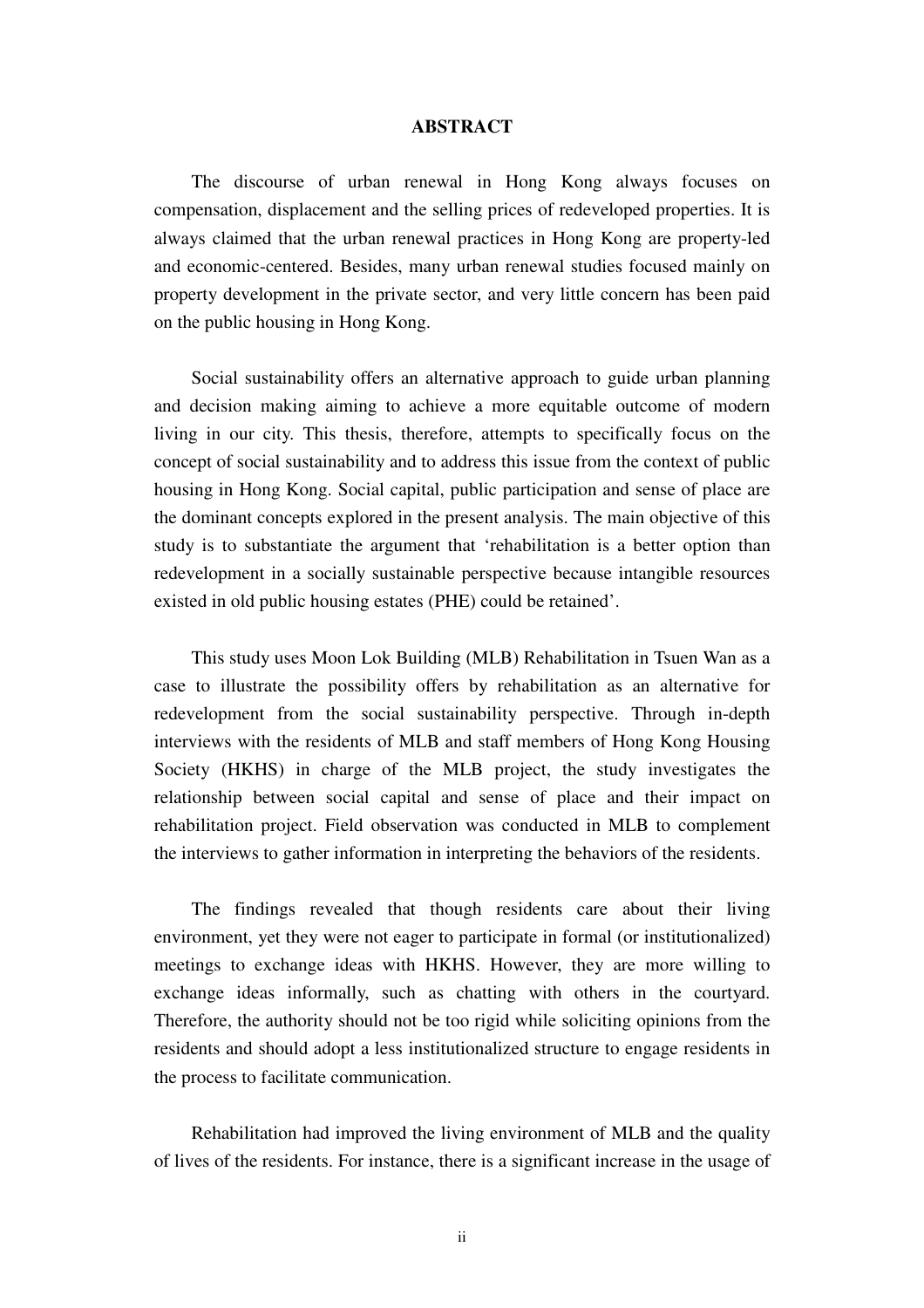# ABSTRACT

The discourse of urban renewal in Hong Kong always focuses on compensation, displacement and the selling prices of redeveloped properties. It is always claimed that the urban renewal practices in Hong Kong are property-led and economic-centered. Besides, many urban renewal studies focused mainly on property development in the private sector, and very little concern has been paid on the public housing in Hong Kong.

Social sustainability offers an alternative approach to guide urban planning and decision making aiming to achieve a more equitable outcome of modern living in our city. This thesis, therefore, attempts to specifically focus on the concept of social sustainability and to address this issue from the context of public housing in Hong Kong. Social capital, public participation and sense of place are the dominant concepts explored in the present analysis. The main objective of this study is to substantiate the argument that 'rehabilitation is a better option than redevelopment in a socially sustainable perspective because intangible resources existed in old public housing estates (PHE) could be retained'.

This study uses Moon Lok Building (MLB) Rehabilitation in Tsuen Wan as a case to illustrate the possibility offers by rehabilitation as an alternative for redevelopment from the social sustainability perspective. Through in-depth interviews with the residents of MLB and staff members of Hong Kong Housing Society (HKHS) in charge of the MLB project, the study investigates the relationship between social capital and sense of place and their impact on rehabilitation project. Field observation was conducted in MLB to complement the interviews to gather information in interpreting the behaviors of the residents.

The findings revealed that though residents care about their living environment, yet they were not eager to participate in formal (or institutionalized) meetings to exchange ideas with HKHS. However, they are more willing to exchange ideas informally, such as chatting with others in the courtyard. Therefore, the authority should not be too rigid while soliciting opinions from the residents and should adopt a less institutionalized structure to engage residents in the process to facilitate communication.

Rehabilitation had improved the living environment of MLB and the quality of lives of the residents. For instance, there is a significant increase in the usage of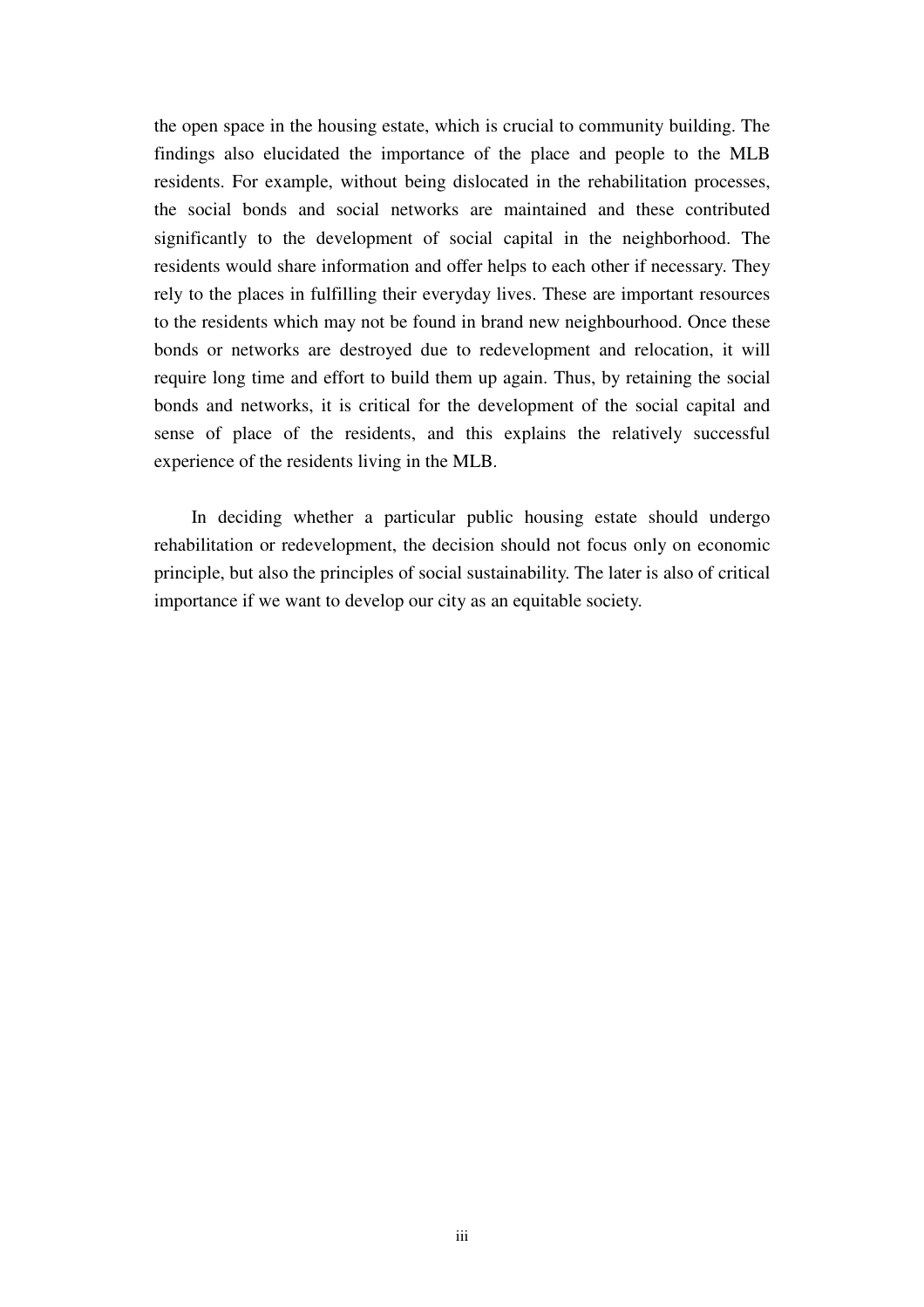the open space in the housing estate, which is crucial to community building. The findings also elucidated the importance of the place and people to the MLB residents. For example, without being dislocated in the rehabilitation processes, the social bonds and social networks are maintained and these contributed significantly to the development of social capital in the neighborhood. The residents would share information and offer helps to each other if necessary. They rely to the places in fulfilling their everyday lives. These are important resources to the residents which may not be found in brand new neighbourhood. Once these bonds or networks are destroyed due to redevelopment and relocation, it will require long time and effort to build them up again. Thus, by retaining the social bonds and networks, it is critical for the development of the social capital and sense of place of the residents, and this explains the relatively successful experience of the residents living in the MLB.

In deciding whether a particular public housing estate should undergo rehabilitation or redevelopment, the decision should not focus only on economic principle, but also the principles of social sustainability. The later is also of critical importance if we want to develop our city as an equitable society.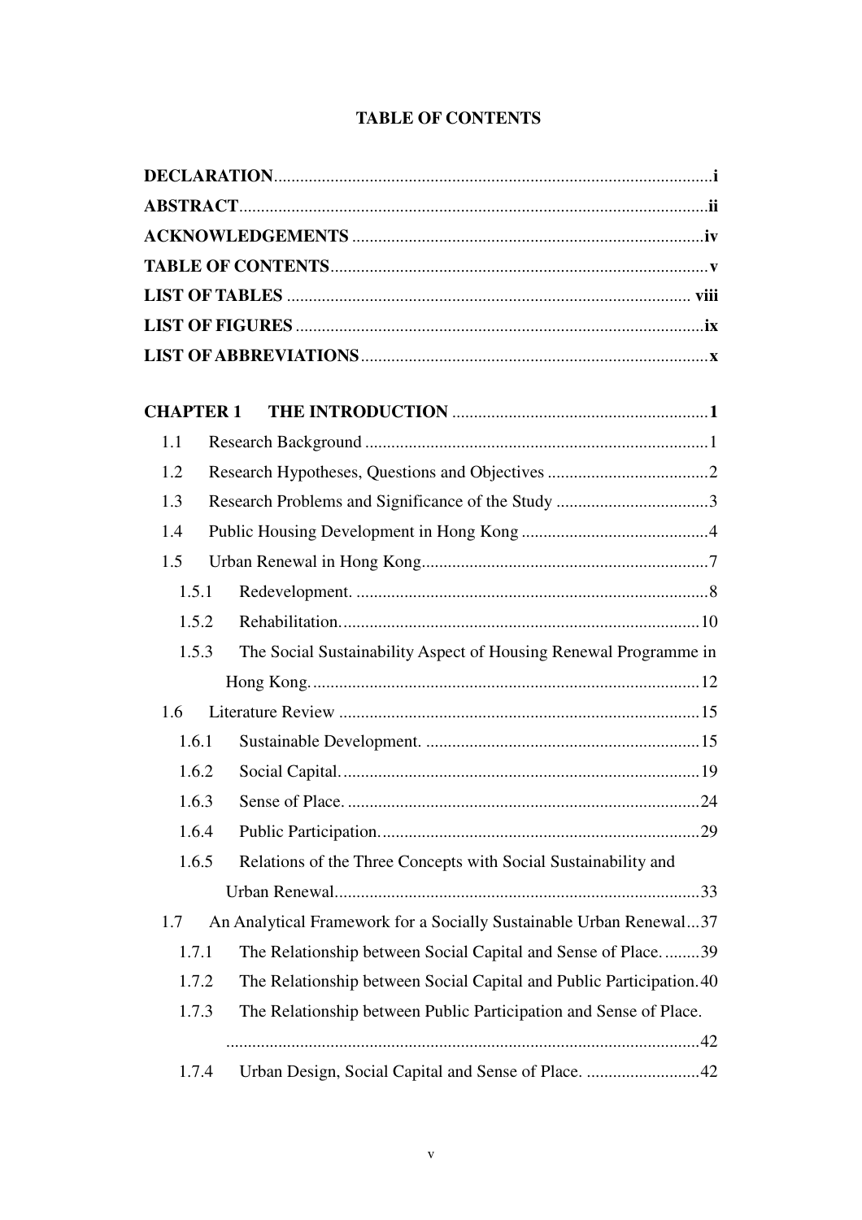# TABLE OF CONTENTS

**DECLARATION** .... **i**
**ABSTRACT** .... **ii**
**ACKNOWLEDGEMENTS** .... **iv**
**TABLE OF CONTENTS** .... **v**
**LIST OF TABLES** .... **viii**
**LIST OF FIGURES** .... **ix**
**LIST OF ABBREVIATIONS** .... **x**

**CHAPTER 1 THE INTRODUCTION** .... **1**

- 1.1 Research Background .... 1
- 1.2 Research Hypotheses, Questions and Objectives .... 2
- 1.3 Research Problems and Significance of the Study .... 3
- 1.4 Public Housing Development in Hong Kong .... 4
- 1.5 Urban Renewal in Hong Kong .... 7
  - 1.5.1 Redevelopment. .... 8
  - 1.5.2 Rehabilitation. .... 10
  - 1.5.3 The Social Sustainability Aspect of Housing Renewal Programme in Hong Kong. .... 12
- 1.6 Literature Review .... 15
  - 1.6.1 Sustainable Development. .... 15
  - 1.6.2 Social Capital. .... 19
  - 1.6.3 Sense of Place. .... 24
  - 1.6.4 Public Participation. .... 29
  - 1.6.5 Relations of the Three Concepts with Social Sustainability and Urban Renewal .... 33
- 1.7 An Analytical Framework for a Socially Sustainable Urban Renewal .... 37
  - 1.7.1 The Relationship between Social Capital and Sense of Place. .... 39
  - 1.7.2 The Relationship between Social Capital and Public Participation. .... 40
  - 1.7.3 The Relationship between Public Participation and Sense of Place. .... 42
  - 1.7.4 Urban Design, Social Capital and Sense of Place. .... 42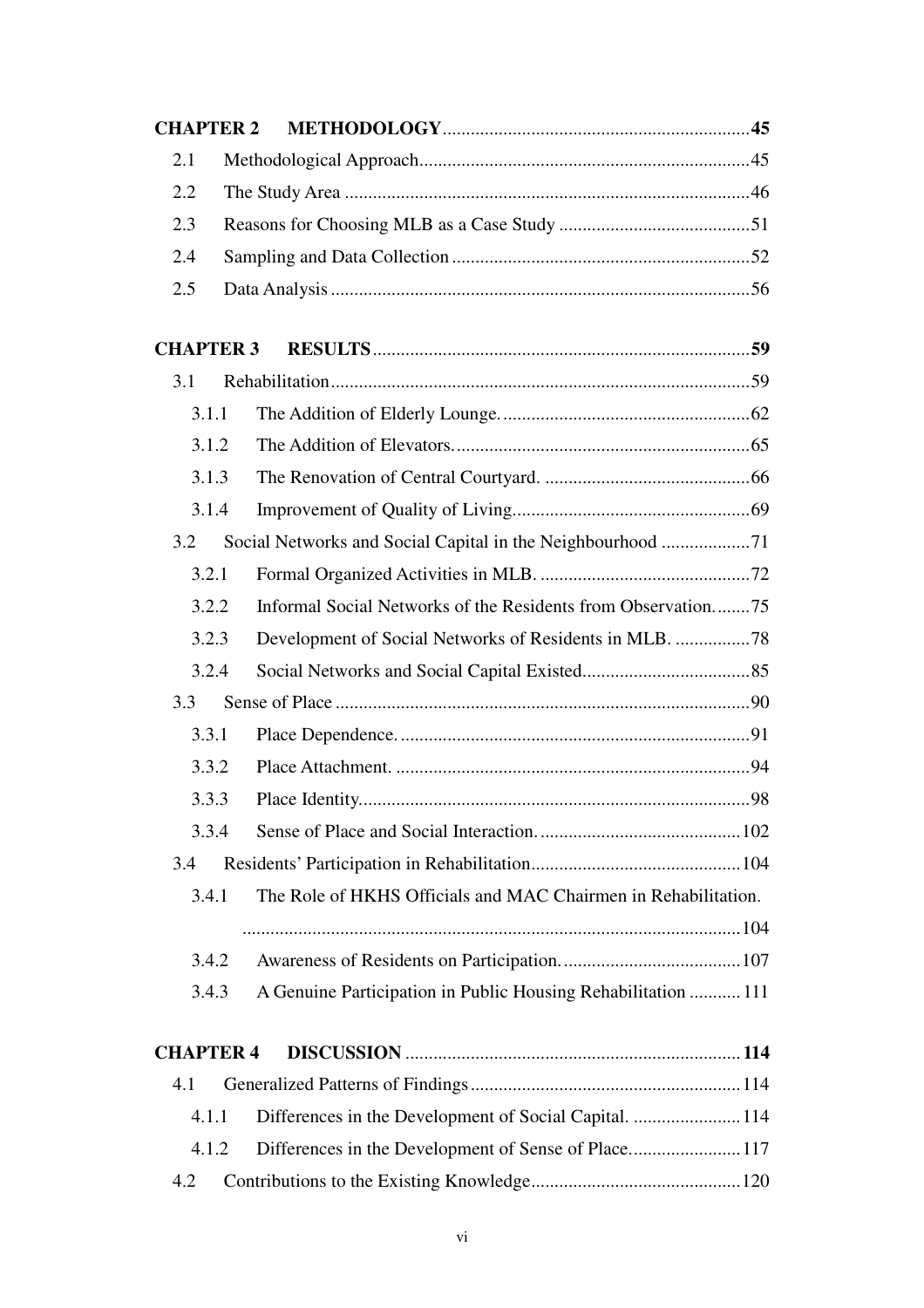**CHAPTER 2 METHODOLOGY** ..... **45**

2.1 Methodological Approach ..... 45

2.2 The Study Area ..... 46

2.3 Reasons for Choosing MLB as a Case Study ..... 51

2.4 Sampling and Data Collection ..... 52

2.5 Data Analysis ..... 56

**CHAPTER 3 RESULTS** ..... **59**

3.1 Rehabilitation ..... 59

3.1.1 The Addition of Elderly Lounge. ..... 62

3.1.2 The Addition of Elevators. ..... 65

3.1.3 The Renovation of Central Courtyard. ..... 66

3.1.4 Improvement of Quality of Living ..... 69

3.2 Social Networks and Social Capital in the Neighbourhood ..... 71

3.2.1 Formal Organized Activities in MLB. ..... 72

3.2.2 Informal Social Networks of the Residents from Observation. ..... 75

3.2.3 Development of Social Networks of Residents in MLB. ..... 78

3.2.4 Social Networks and Social Capital Existed ..... 85

3.3 Sense of Place ..... 90

3.3.1 Place Dependence. ..... 91

3.3.2 Place Attachment. ..... 94

3.3.3 Place Identity ..... 98

3.3.4 Sense of Place and Social Interaction. ..... 102

3.4 Residents' Participation in Rehabilitation ..... 104

3.4.1 The Role of HKHS Officials and MAC Chairmen in Rehabilitation. ..... 104

3.4.2 Awareness of Residents on Participation. ..... 107

3.4.3 A Genuine Participation in Public Housing Rehabilitation ..... 111

**CHAPTER 4 DISCUSSION** ..... **114**

4.1 Generalized Patterns of Findings ..... 114

4.1.1 Differences in the Development of Social Capital. ..... 114

4.1.2 Differences in the Development of Sense of Place ..... 117

4.2 Contributions to the Existing Knowledge ..... 120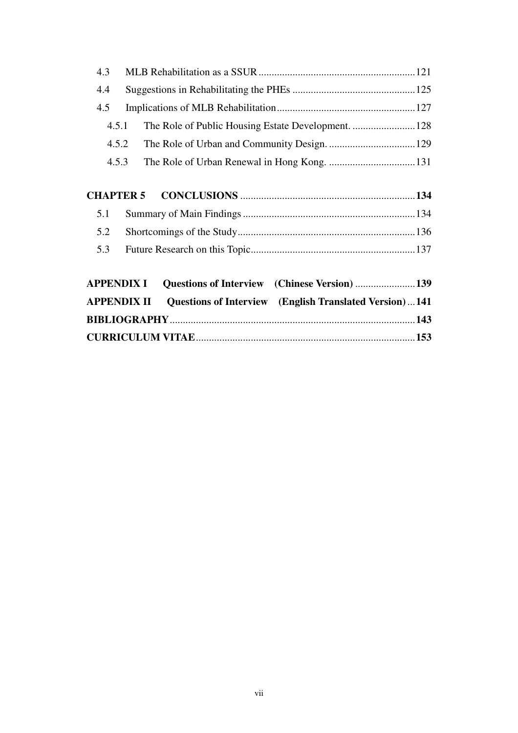4.3 MLB Rehabilitation as a SSUR ............................................................ 121

4.4 Suggestions in Rehabilitating the PHEs ............................................... 125

4.5 Implications of MLB Rehabilitation ..................................................... 127

4.5.1 The Role of Public Housing Estate Development. ......................... 128

4.5.2 The Role of Urban and Community Design. .................................. 129

4.5.3 The Role of Urban Renewal in Hong Kong. .................................. 131

**CHAPTER 5 CONCLUSIONS** ................................................................... **134**

5.1 Summary of Main Findings .................................................................. 134

5.2 Shortcomings of the Study .................................................................... 136

5.3 Future Research on this Topic ............................................................... 137

**APPENDIX I Questions of Interview (Chinese Version)** ....................... **139**

**APPENDIX II Questions of Interview (English Translated Version)** ... **141**

**BIBLIOGRAPHY** ............................................................................................ **143**

**CURRICULUM VITAE** ................................................................................... **153**